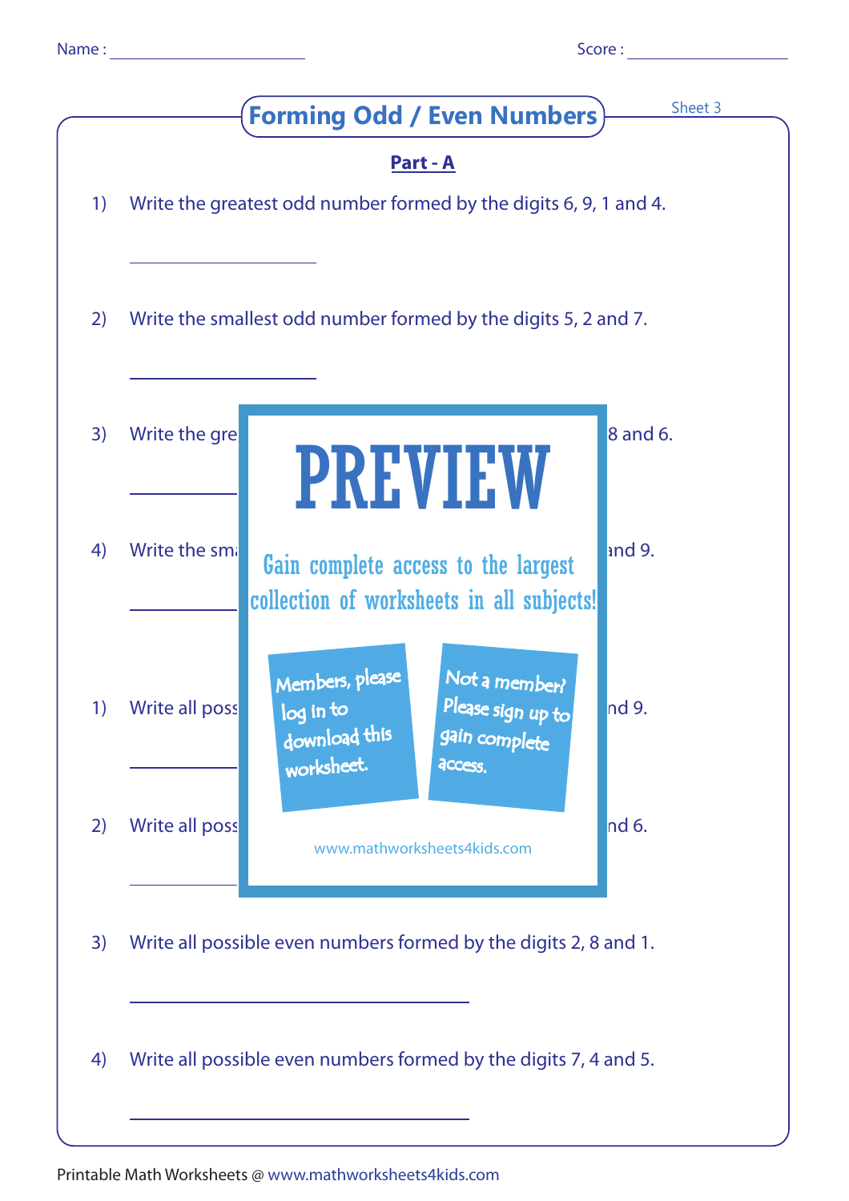Name : ____________________ Score : ____________________

# Forming Odd / Even Numbers

Sheet 3

## Part - A

1) Write the greatest odd number formed by the digits 6, 9, 1 and 4.

____________________

2) Write the smallest odd number formed by the digits 5, 2 and 7.

____________________

3) Write the gre 8 and 6.

____________________

4) Write the sm and 9.

____________________

PREVIEW

Gain complete access to the largest collection of worksheets in all subjects!

Members, please log in to download this worksheet.

Not a member? Please sign up to gain complete access.

www.mathworksheets4kids.com

1) Write all poss nd 9.

____________________

2) Write all poss nd 6.

____________________

3) Write all possible even numbers formed by the digits 2, 8 and 1.

____________________________________

4) Write all possible even numbers formed by the digits 7, 4 and 5.

____________________________________

Printable Math Worksheets @ www.mathworksheets4kids.com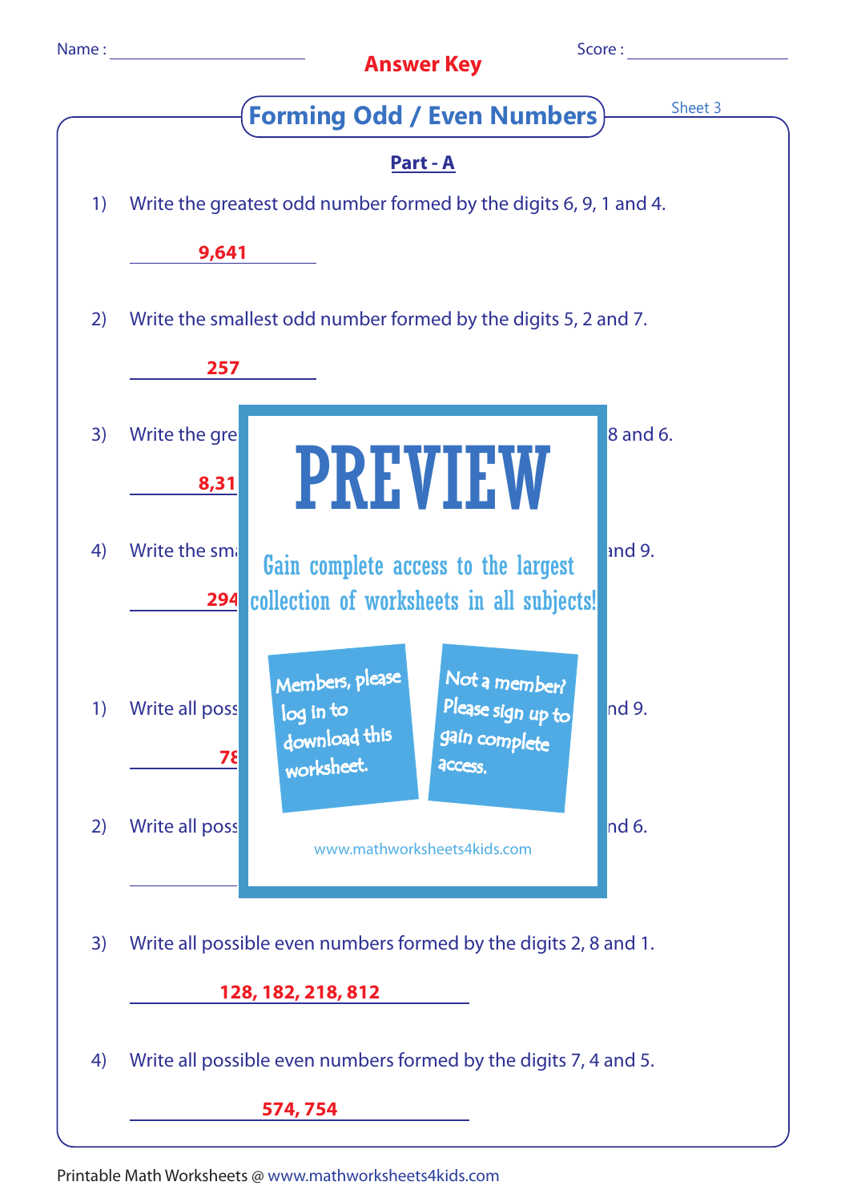Name : ____________ **Answer Key** Score : ____________

## Forming Odd / Even Numbers

Sheet 3

### Part - A

1) Write the greatest odd number formed by the digits 6, 9, 1 and 4.

**9,641**

2) Write the smallest odd number formed by the digits 5, 2 and 7.

**257**

3) Write the gre 8 and 6.

**8,31**

4) Write the sma and 9.

**294**

PREVIEW

Gain complete access to the largest collection of worksheets in all subjects!

Members, please log in to download this worksheet.

Not a member? Please sign up to gain complete access.

www.mathworksheets4kids.com

1) Write all poss nd 9.

**78**

2) Write all poss nd 6.

3) Write all possible even numbers formed by the digits 2, 8 and 1.

**128, 182, 218, 812**

4) Write all possible even numbers formed by the digits 7, 4 and 5.

**574, 754**

Printable Math Worksheets @ www.mathworksheets4kids.com